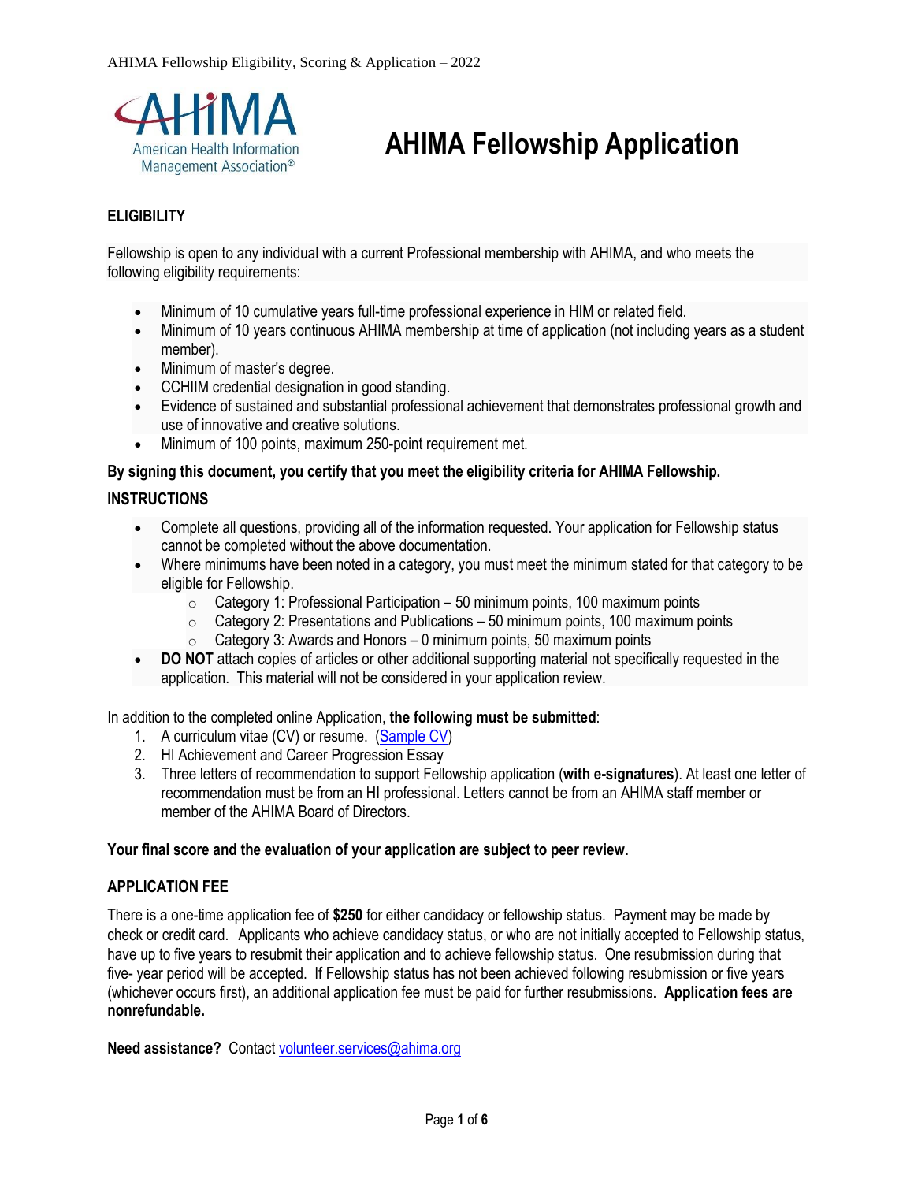# AHIMA Fellowship Application

## ELIGIBILITY

Fellowship is open to any individual with a current Professional membership with AHIMA, and who meets the following eligibility requirements:

- Minimum of 10 cumulative years full-time professional experience in HIM or related field.
- Minimum of 10 years continuous AHIMA membership at time of application (not including years as a student member).
- Minimum of master's degree.
- CCHIIM credential designation in good standing.
- Evidence of sustained and substantial professional achievement that demonstrates professional growth and use of innovative and creative solutions.
- Minimum of 100 points, maximum 250-point requirement met.

**By signing this document, you certify that you meet the eligibility criteria for AHIMA Fellowship.**

## INSTRUCTIONS

- Complete all questions, providing all of the information requested. Your application for Fellowship status cannot be completed without the above documentation.
- Where minimums have been noted in a category, you must meet the minimum stated for that category to be eligible for Fellowship.
  - Category 1: Professional Participation – 50 minimum points, 100 maximum points
  - Category 2: Presentations and Publications – 50 minimum points, 100 maximum points
  - Category 3: Awards and Honors – 0 minimum points, 50 maximum points
- **DO NOT** attach copies of articles or other additional supporting material not specifically requested in the application. This material will not be considered in your application review.

In addition to the completed online Application, **the following must be submitted**:

1. A curriculum vitae (CV) or resume. (Sample CV)
2. HI Achievement and Career Progression Essay
3. Three letters of recommendation to support Fellowship application (**with e-signatures**). At least one letter of recommendation must be from an HI professional. Letters cannot be from an AHIMA staff member or member of the AHIMA Board of Directors.

**Your final score and the evaluation of your application are subject to peer review.**

## APPLICATION FEE

There is a one-time application fee of **$250** for either candidacy or fellowship status. Payment may be made by check or credit card. Applicants who achieve candidacy status, or who are not initially accepted to Fellowship status, have up to five years to resubmit their application and to achieve fellowship status. One resubmission during that five- year period will be accepted. If Fellowship status has not been achieved following resubmission or five years (whichever occurs first), an additional application fee must be paid for further resubmissions. **Application fees are nonrefundable.**

**Need assistance?** Contact volunteer.services@ahima.org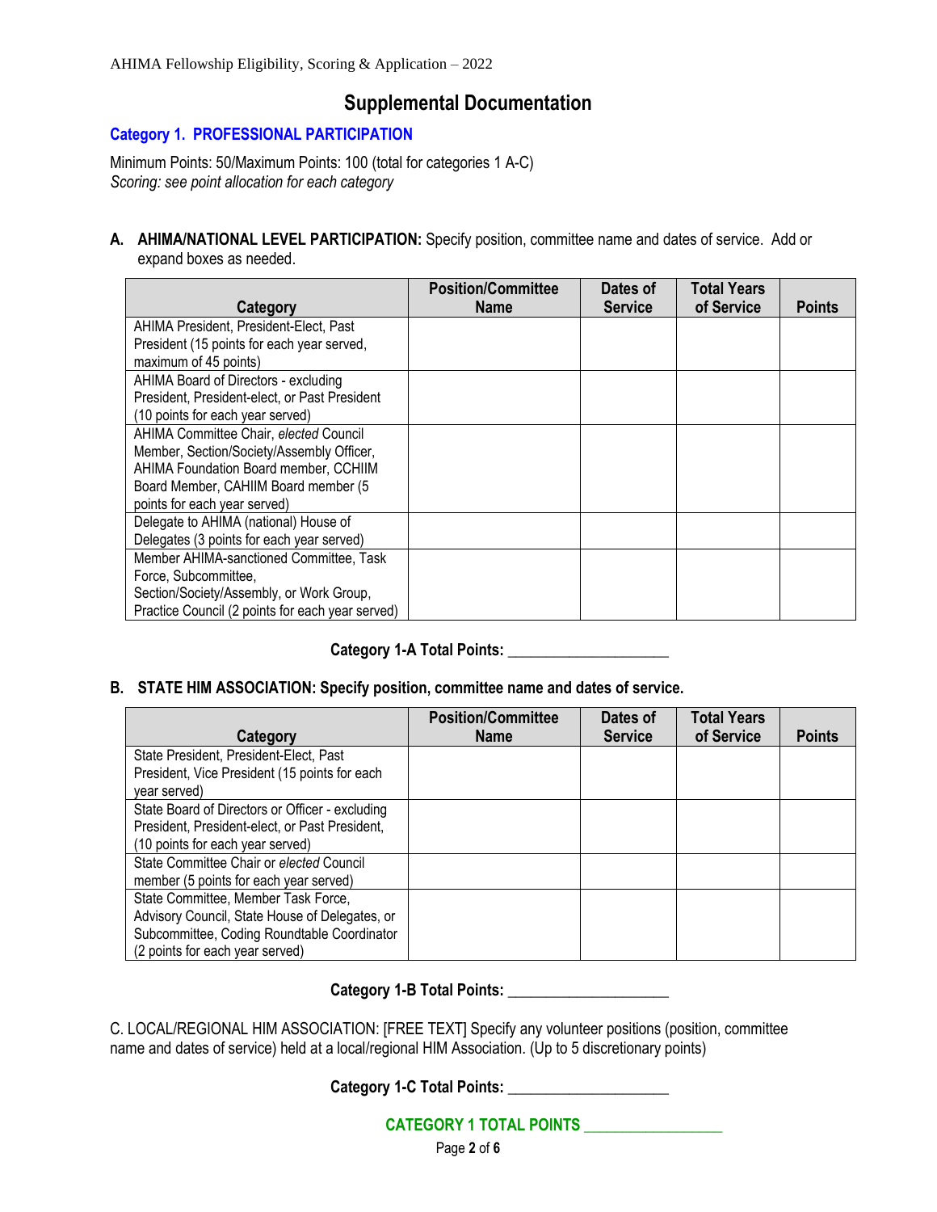# Supplemental Documentation

## Category 1. PROFESSIONAL PARTICIPATION

Minimum Points: 50/Maximum Points: 100 (total for categories 1 A-C)
*Scoring: see point allocation for each category*

**A. AHIMA/NATIONAL LEVEL PARTICIPATION:** Specify position, committee name and dates of service. Add or expand boxes as needed.

| Category | Position/Committee Name | Dates of Service | Total Years of Service | Points |
|---|---|---|---|---|
| AHIMA President, President-Elect, Past President (15 points for each year served, maximum of 45 points) | | | | |
| AHIMA Board of Directors - excluding President, President-elect, or Past President (10 points for each year served) | | | | |
| AHIMA Committee Chair, *elected* Council Member, Section/Society/Assembly Officer, AHIMA Foundation Board member, CCHIIM Board Member, CAHIIM Board member (5 points for each year served) | | | | |
| Delegate to AHIMA (national) House of Delegates (3 points for each year served) | | | | |
| Member AHIMA-sanctioned Committee, Task Force, Subcommittee, Section/Society/Assembly, or Work Group, Practice Council (2 points for each year served) | | | | |

**Category 1-A Total Points: ____________________**

**B. STATE HIM ASSOCIATION: Specify position, committee name and dates of service.**

| Category | Position/Committee Name | Dates of Service | Total Years of Service | Points |
|---|---|---|---|---|
| State President, President-Elect, Past President, Vice President (15 points for each year served) | | | | |
| State Board of Directors or Officer - excluding President, President-elect, or Past President, (10 points for each year served) | | | | |
| State Committee Chair or *elected* Council member (5 points for each year served) | | | | |
| State Committee, Member Task Force, Advisory Council, State House of Delegates, or Subcommittee, Coding Roundtable Coordinator (2 points for each year served) | | | | |

**Category 1-B Total Points: ____________________**

C. LOCAL/REGIONAL HIM ASSOCIATION: [FREE TEXT] Specify any volunteer positions (position, committee name and dates of service) held at a local/regional HIM Association. (Up to 5 discretionary points)

**Category 1-C Total Points: ____________________**

**CATEGORY 1 TOTAL POINTS ________________**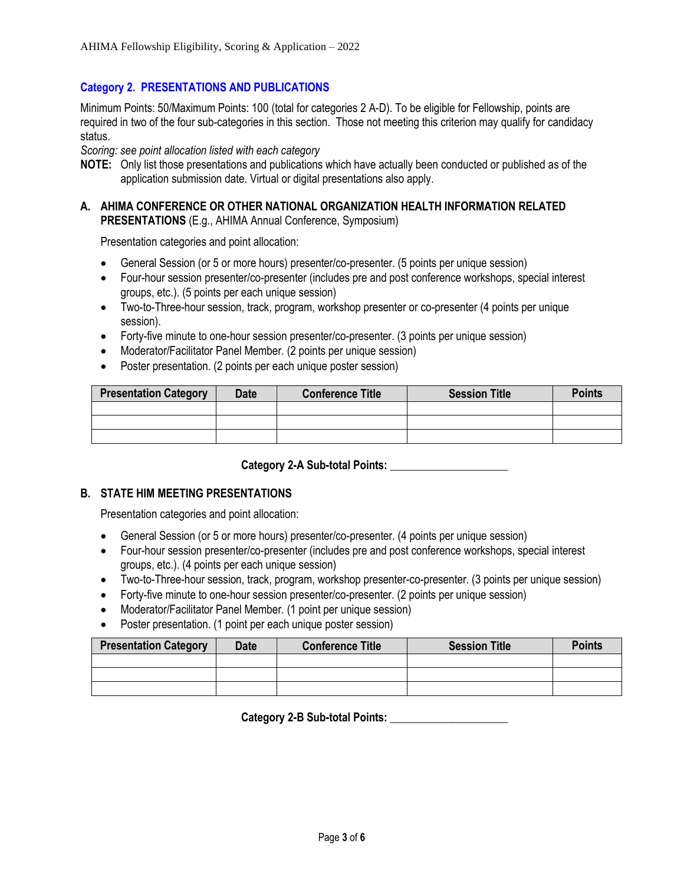## Category 2. PRESENTATIONS AND PUBLICATIONS

Minimum Points: 50/Maximum Points: 100 (total for categories 2 A-D). To be eligible for Fellowship, points are required in two of the four sub-categories in this section. Those not meeting this criterion may qualify for candidacy status.

*Scoring: see point allocation listed with each category*

**NOTE:** Only list those presentations and publications which have actually been conducted or published as of the application submission date. Virtual or digital presentations also apply.

### A. AHIMA CONFERENCE OR OTHER NATIONAL ORGANIZATION HEALTH INFORMATION RELATED PRESENTATIONS (E.g., AHIMA Annual Conference, Symposium)

Presentation categories and point allocation:

- General Session (or 5 or more hours) presenter/co-presenter. (5 points per unique session)
- Four-hour session presenter/co-presenter (includes pre and post conference workshops, special interest groups, etc.). (5 points per each unique session)
- Two-to-Three-hour session, track, program, workshop presenter or co-presenter (4 points per unique session).
- Forty-five minute to one-hour session presenter/co-presenter. (3 points per unique session)
- Moderator/Facilitator Panel Member. (2 points per unique session)
- Poster presentation. (2 points per each unique poster session)

| Presentation Category | Date | Conference Title | Session Title | Points |
|---|---|---|---|---|
| | | | | |
| | | | | |
| | | | | |

**Category 2-A Sub-total Points: ____________________**

### B. STATE HIM MEETING PRESENTATIONS

Presentation categories and point allocation:

- General Session (or 5 or more hours) presenter/co-presenter. (4 points per unique session)
- Four-hour session presenter/co-presenter (includes pre and post conference workshops, special interest groups, etc.). (4 points per each unique session)
- Two-to-Three-hour session, track, program, workshop presenter-co-presenter. (3 points per unique session)
- Forty-five minute to one-hour session presenter/co-presenter. (2 points per unique session)
- Moderator/Facilitator Panel Member. (1 point per unique session)
- Poster presentation. (1 point per each unique poster session)

| Presentation Category | Date | Conference Title | Session Title | Points |
|---|---|---|---|---|
| | | | | |
| | | | | |
| | | | | |

**Category 2-B Sub-total Points: ____________________**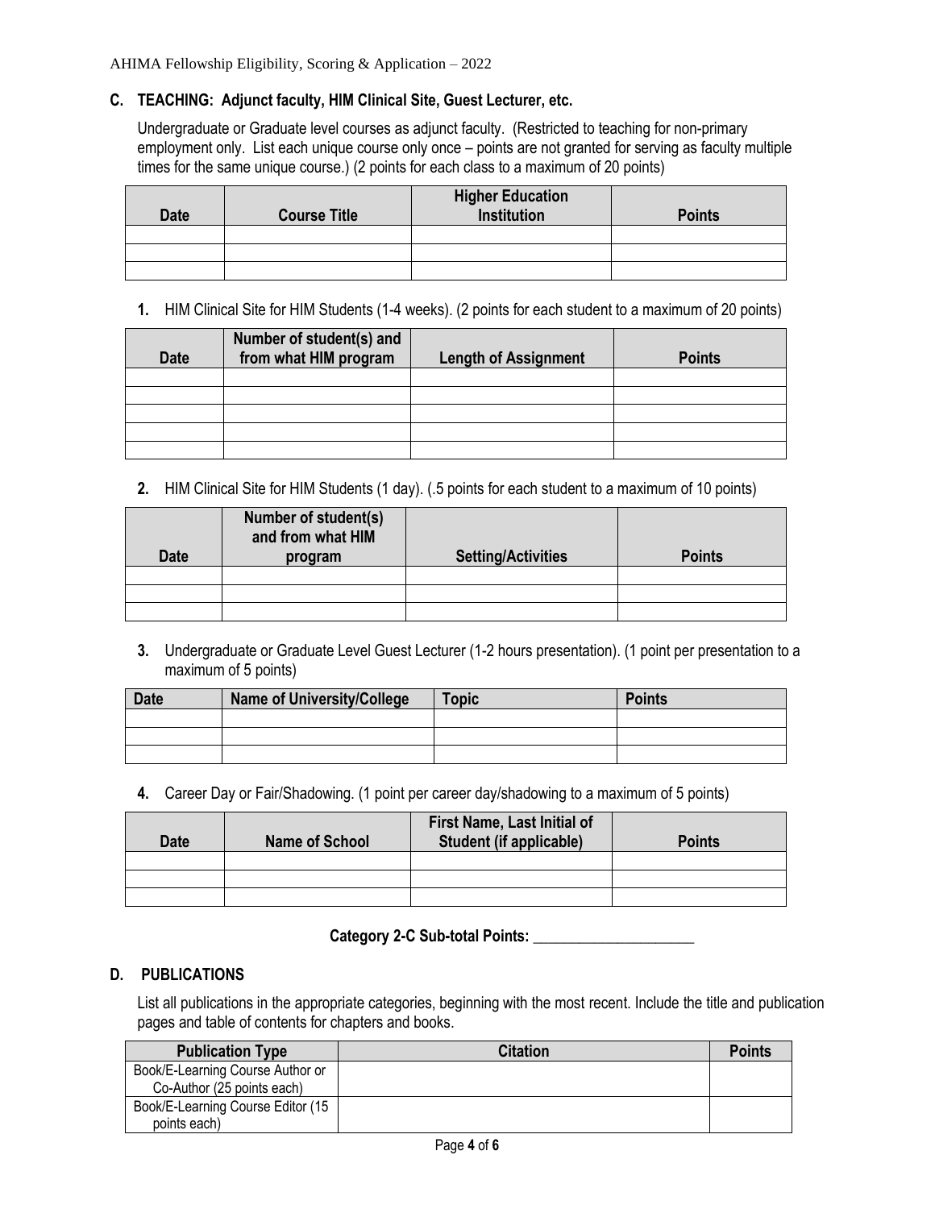### C. TEACHING: Adjunct faculty, HIM Clinical Site, Guest Lecturer, etc.

Undergraduate or Graduate level courses as adjunct faculty. (Restricted to teaching for non-primary employment only. List each unique course only once – points are not granted for serving as faculty multiple times for the same unique course.) (2 points for each class to a maximum of 20 points)

| Date | Course Title | Higher Education Institution | Points |
|---|---|---|---|
| | | | |
| | | | |
| | | | |

**1.** HIM Clinical Site for HIM Students (1-4 weeks). (2 points for each student to a maximum of 20 points)

| Date | Number of student(s) and from what HIM program | Length of Assignment | Points |
|---|---|---|---|
| | | | |
| | | | |
| | | | |
| | | | |
| | | | |

**2.** HIM Clinical Site for HIM Students (1 day). (.5 points for each student to a maximum of 10 points)

| Date | Number of student(s) and from what HIM program | Setting/Activities | Points |
|---|---|---|---|
| | | | |
| | | | |
| | | | |

**3.** Undergraduate or Graduate Level Guest Lecturer (1-2 hours presentation). (1 point per presentation to a maximum of 5 points)

| Date | Name of University/College | Topic | Points |
|---|---|---|---|
| | | | |
| | | | |
| | | | |

**4.** Career Day or Fair/Shadowing. (1 point per career day/shadowing to a maximum of 5 points)

| Date | Name of School | First Name, Last Initial of Student (if applicable) | Points |
|---|---|---|---|
| | | | |
| | | | |
| | | | |

**Category 2-C Sub-total Points: ____________________**

### D. PUBLICATIONS

List all publications in the appropriate categories, beginning with the most recent. Include the title and publication pages and table of contents for chapters and books.

| Publication Type | Citation | Points |
|---|---|---|
| Book/E-Learning Course Author or Co-Author (25 points each) | | |
| Book/E-Learning Course Editor (15 points each) | | |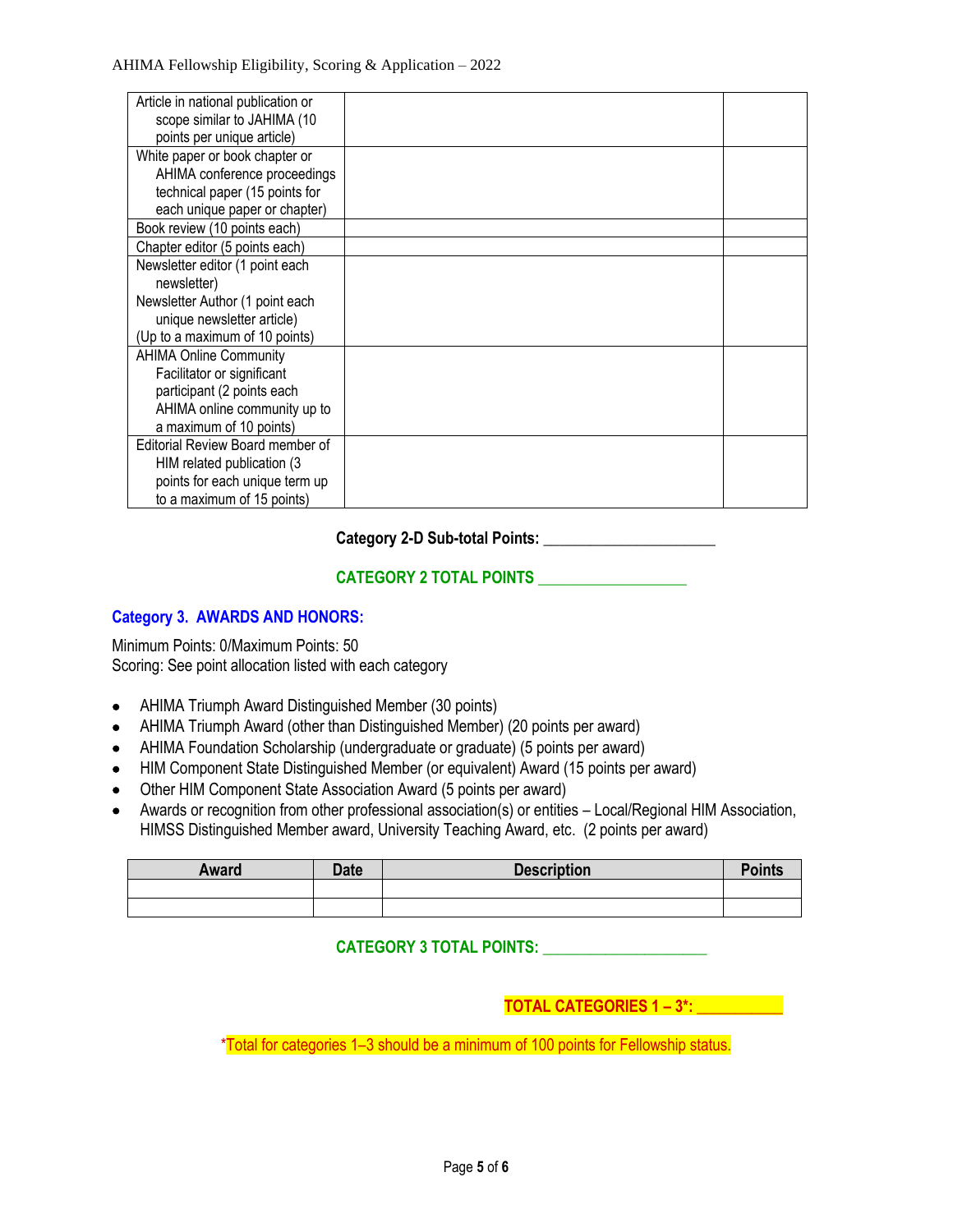| | | |
|---|---|---|
| Article in national publication or scope similar to JAHIMA (10 points per unique article) | | |
| White paper or book chapter or AHIMA conference proceedings technical paper (15 points for each unique paper or chapter) | | |
| Book review (10 points each) | | |
| Chapter editor (5 points each) | | |
| Newsletter editor (1 point each newsletter) Newsletter Author (1 point each unique newsletter article) (Up to a maximum of 10 points) | | |
| AHIMA Online Community Facilitator or significant participant (2 points each AHIMA online community up to a maximum of 10 points) | | |
| Editorial Review Board member of HIM related publication (3 points for each unique term up to a maximum of 15 points) | | |

**Category 2-D Sub-total Points: ____________________**

**CATEGORY 2 TOTAL POINTS __________________**

### Category 3. AWARDS AND HONORS:

Minimum Points: 0/Maximum Points: 50
Scoring: See point allocation listed with each category

- AHIMA Triumph Award Distinguished Member (30 points)
- AHIMA Triumph Award (other than Distinguished Member) (20 points per award)
- AHIMA Foundation Scholarship (undergraduate or graduate) (5 points per award)
- HIM Component State Distinguished Member (or equivalent) Award (15 points per award)
- Other HIM Component State Association Award (5 points per award)
- Awards or recognition from other professional association(s) or entities – Local/Regional HIM Association, HIMSS Distinguished Member award, University Teaching Award, etc. (2 points per award)

| Award | Date | Description | Points |
|---|---|---|---|
| | | | |
| | | | |

**CATEGORY 3 TOTAL POINTS: ____________________**

**TOTAL CATEGORIES 1 – 3*: __________**

*Total for categories 1–3 should be a minimum of 100 points for Fellowship status.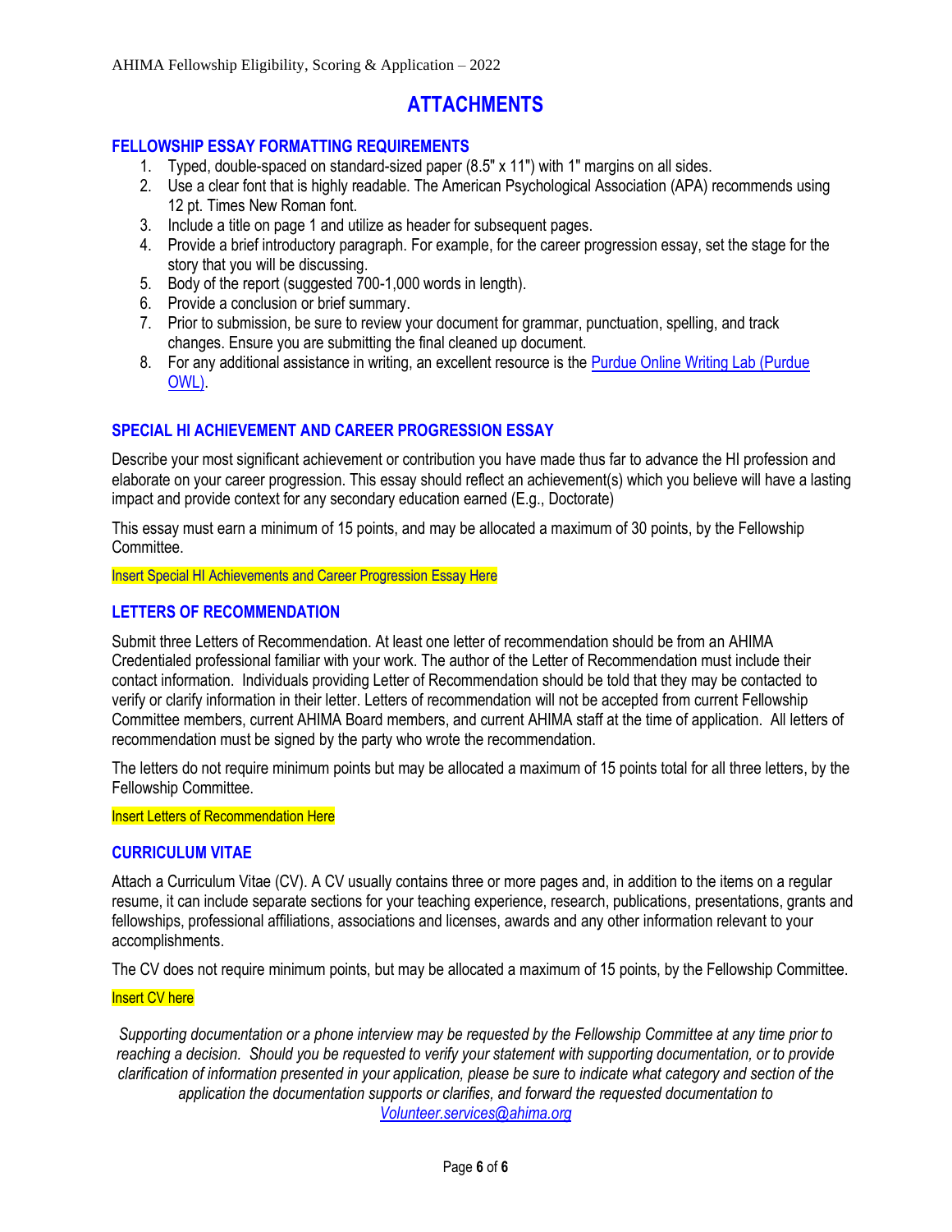# ATTACHMENTS

## FELLOWSHIP ESSAY FORMATTING REQUIREMENTS

1. Typed, double-spaced on standard-sized paper (8.5" x 11") with 1" margins on all sides.
2. Use a clear font that is highly readable. The American Psychological Association (APA) recommends using 12 pt. Times New Roman font.
3. Include a title on page 1 and utilize as header for subsequent pages.
4. Provide a brief introductory paragraph. For example, for the career progression essay, set the stage for the story that you will be discussing.
5. Body of the report (suggested 700-1,000 words in length).
6. Provide a conclusion or brief summary.
7. Prior to submission, be sure to review your document for grammar, punctuation, spelling, and track changes. Ensure you are submitting the final cleaned up document.
8. For any additional assistance in writing, an excellent resource is the [Purdue Online Writing Lab (Purdue OWL)](Purdue Online Writing Lab (Purdue OWL)).

## SPECIAL HI ACHIEVEMENT AND CAREER PROGRESSION ESSAY

Describe your most significant achievement or contribution you have made thus far to advance the HI profession and elaborate on your career progression. This essay should reflect an achievement(s) which you believe will have a lasting impact and provide context for any secondary education earned (E.g., Doctorate)

This essay must earn a minimum of 15 points, and may be allocated a maximum of 30 points, by the Fellowship Committee.

Insert Special HI Achievements and Career Progression Essay Here

## LETTERS OF RECOMMENDATION

Submit three Letters of Recommendation. At least one letter of recommendation should be from an AHIMA Credentialed professional familiar with your work. The author of the Letter of Recommendation must include their contact information. Individuals providing Letter of Recommendation should be told that they may be contacted to verify or clarify information in their letter. Letters of recommendation will not be accepted from current Fellowship Committee members, current AHIMA Board members, and current AHIMA staff at the time of application. All letters of recommendation must be signed by the party who wrote the recommendation.

The letters do not require minimum points but may be allocated a maximum of 15 points total for all three letters, by the Fellowship Committee.

Insert Letters of Recommendation Here

## CURRICULUM VITAE

Attach a Curriculum Vitae (CV). A CV usually contains three or more pages and, in addition to the items on a regular resume, it can include separate sections for your teaching experience, research, publications, presentations, grants and fellowships, professional affiliations, associations and licenses, awards and any other information relevant to your accomplishments.

The CV does not require minimum points, but may be allocated a maximum of 15 points, by the Fellowship Committee.

Insert CV here

*Supporting documentation or a phone interview may be requested by the Fellowship Committee at any time prior to reaching a decision. Should you be requested to verify your statement with supporting documentation, or to provide clarification of information presented in your application, please be sure to indicate what category and section of the application the documentation supports or clarifies, and forward the requested documentation to [Volunteer.services@ahima.org](mailto:Volunteer.services@ahima.org)*